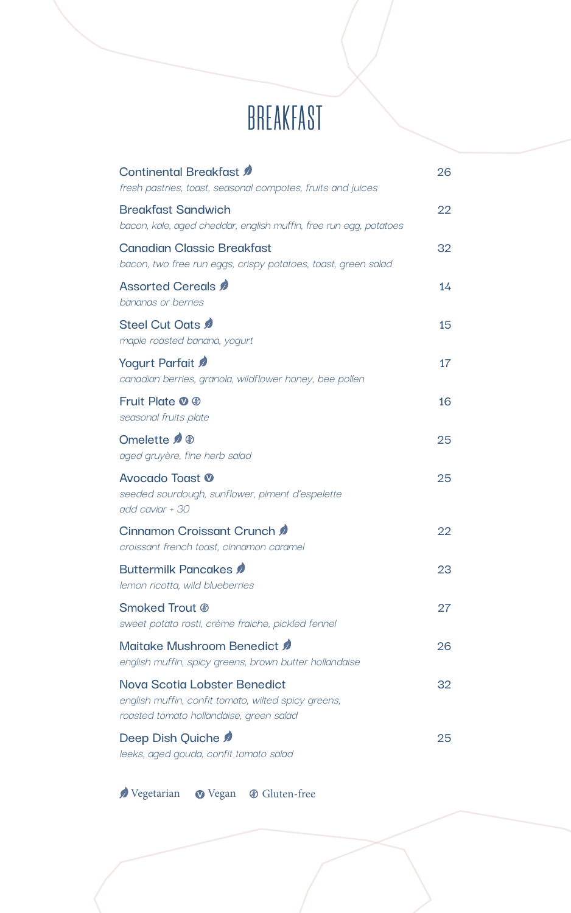# BREAKFAST

**Continental Breakfast** 🌿 — 26
*fresh pastries, toast, seasonal compotes, fruits and juices*

**Breakfast Sandwich** — 22
*bacon, kale, aged cheddar, english muffin, free run egg, potatoes*

**Canadian Classic Breakfast** — 32
*bacon, two free run eggs, crispy potatoes, toast, green salad*

**Assorted Cereals** 🌿 — 14
*bananas or berries*

**Steel Cut Oats** 🌿 — 15
*maple roasted banana, yogurt*

**Yogurt Parfait** 🌿 — 17
*canadian berries, granola, wildflower honey, bee pollen*

**Fruit Plate** Ⓥ Ⓖ — 16
*seasonal fruits plate*

**Omelette** 🌿 Ⓖ — 25
*aged gruyère, fine herb salad*

**Avocado Toast** Ⓥ — 25
*seeded sourdough, sunflower, piment d'espelette*
*add caviar + 30*

**Cinnamon Croissant Crunch** 🌿 — 22
*croissant french toast, cinnamon caramel*

**Buttermilk Pancakes** 🌿 — 23
*lemon ricotta, wild blueberries*

**Smoked Trout** Ⓖ — 27
*sweet potato rosti, crème fraiche, pickled fennel*

**Maitake Mushroom Benedict** 🌿 — 26
*english muffin, spicy greens, brown butter hollandaise*

**Nova Scotia Lobster Benedict** — 32
*english muffin, confit tomato, wilted spicy greens, roasted tomato hollandaise, green salad*

**Deep Dish Quiche** 🌿 — 25
*leeks, aged gouda, confit tomato salad*

🌿 Vegetarian  Ⓥ Vegan  Ⓖ Gluten-free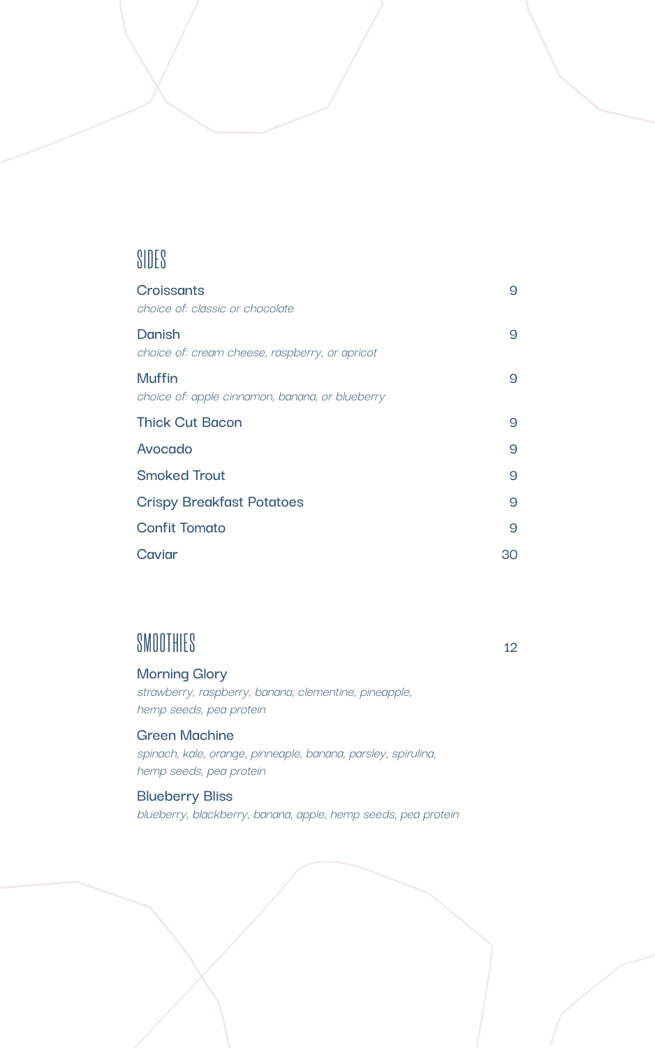## SIDES

**Croissants** — 9
*choice of: classic or chocolate*

**Danish** — 9
*choice of: cream cheese, raspberry, or apricot*

**Muffin** — 9
*choice of: apple cinnamon, banana, or blueberry*

**Thick Cut Bacon** — 9

**Avocado** — 9

**Smoked Trout** — 9

**Crispy Breakfast Potatoes** — 9

**Confit Tomato** — 9

**Caviar** — 30

## SMOOTHIES

12

**Morning Glory**
*strawberry, raspberry, banana, clementine, pineapple, hemp seeds, pea protein*

**Green Machine**
*spinach, kale, orange, pinneaple, banana, parsley, spirulina, hemp seeds, pea protein*

**Blueberry Bliss**
*blueberry, blackberry, banana, apple, hemp seeds, pea protein*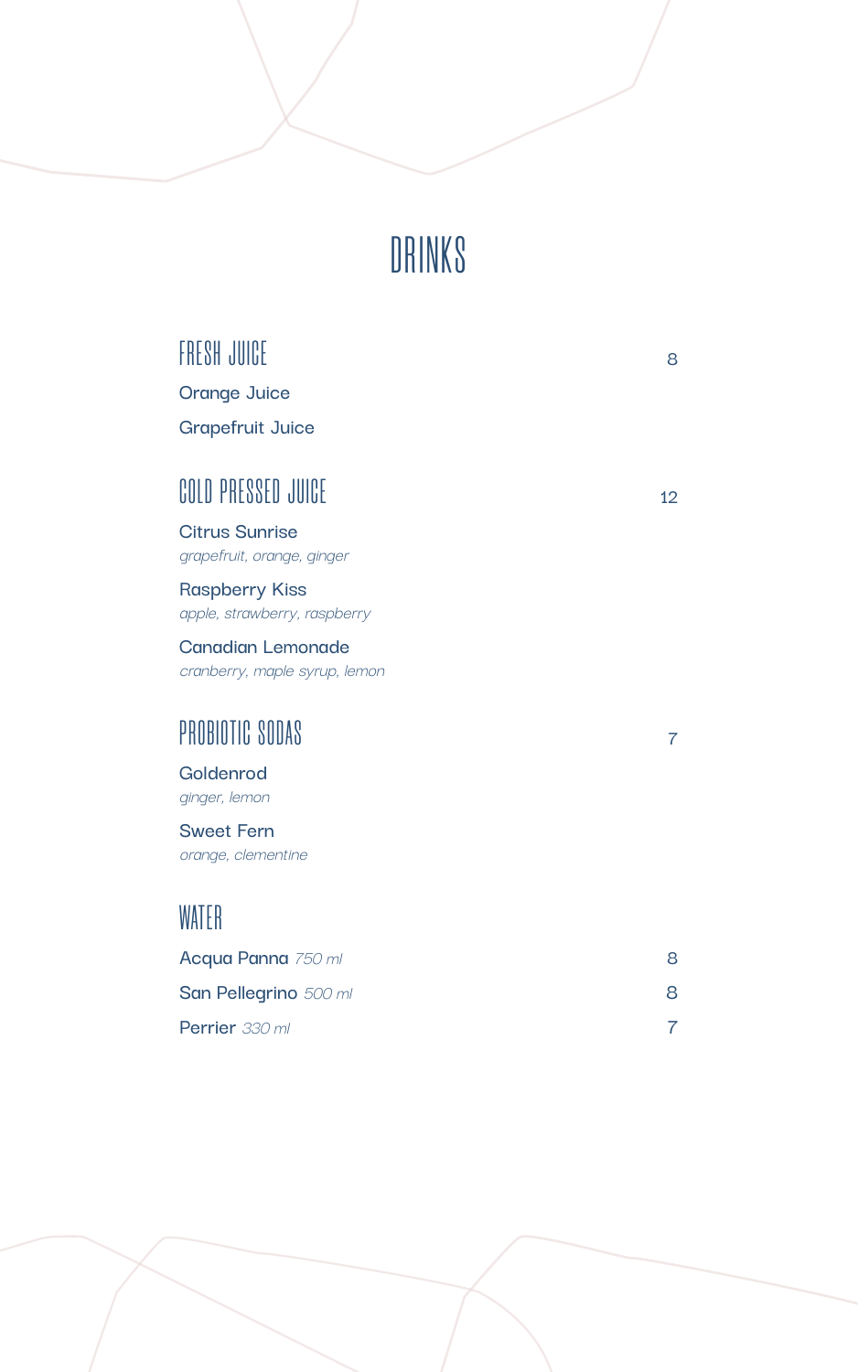# DRINKS

## FRESH JUICE — 8

Orange Juice

Grapefruit Juice

## COLD PRESSED JUICE — 12

Citrus Sunrise
*grapefruit, orange, ginger*

Raspberry Kiss
*apple, strawberry, raspberry*

Canadian Lemonade
*cranberry, maple syrup, lemon*

## PROBIOTIC SODAS — 7

Goldenrod
*ginger, lemon*

Sweet Fern
*orange, clementine*

## WATER

| | |
|---|---|
| Acqua Panna *750 ml* | 8 |
| San Pellegrino *500 ml* | 8 |
| Perrier *330 ml* | 7 |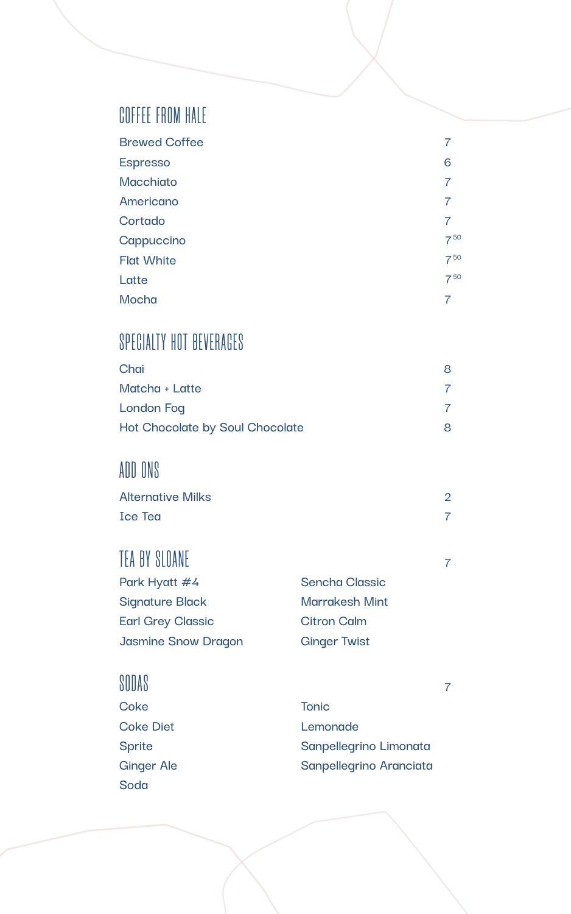## COFFEE FROM HALE

| | |
|---|---|
| Brewed Coffee | 7 |
| Espresso | 6 |
| Macchiato | 7 |
| Americano | 7 |
| Cortado | 7 |
| Cappuccino | 7 50 |
| Flat White | 7 50 |
| Latte | 7 50 |
| Mocha | 7 |

## SPECIALTY HOT BEVERAGES

| | |
|---|---|
| Chai | 8 |
| Matcha + Latte | 7 |
| London Fog | 7 |
| Hot Chocolate by Soul Chocolate | 8 |

## ADD ONS

| | |
|---|---|
| Alternative Milks | 2 |
| Ice Tea | 7 |

## TEA BY SLOANE — 7

- Park Hyatt #4
- Signature Black
- Earl Grey Classic
- Jasmine Snow Dragon
- Sencha Classic
- Marrakesh Mint
- Citron Calm
- Ginger Twist

## SODAS — 7

- Coke
- Coke Diet
- Sprite
- Ginger Ale
- Soda
- Tonic
- Lemonade
- Sanpellegrino Limonata
- Sanpellegrino Aranciata